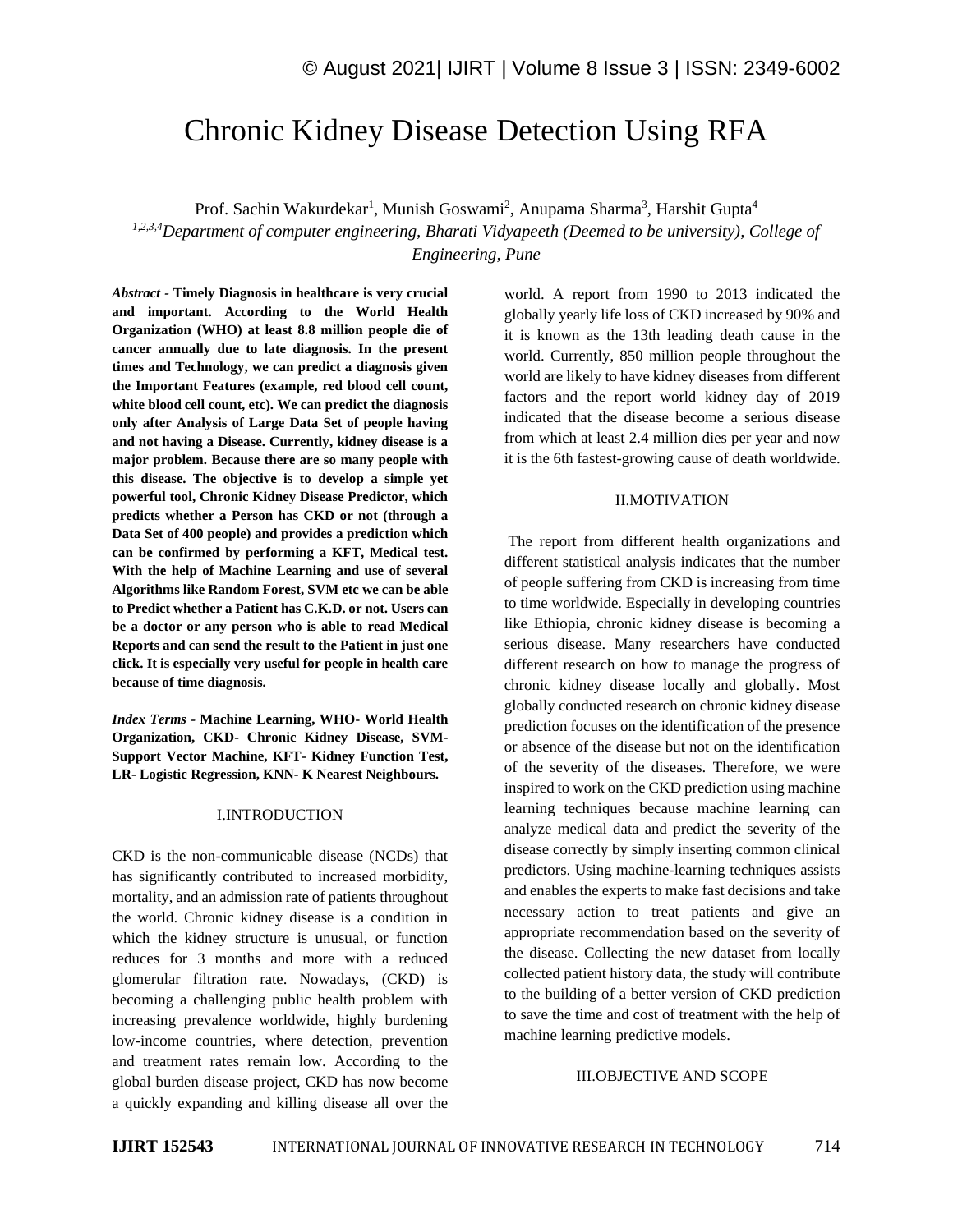# Chronic Kidney Disease Detection Using RFA

Prof. Sachin Wakurdekar[1], Munish Goswami[2], Anupama Sharma[3], Harshit Gupta[4]

[1,2,3,4]*Department of computer engineering, Bharati Vidyapeeth (Deemed to be university), College of Engineering, Pune*

***Abstract* - Timely Diagnosis in healthcare is very crucial and important. According to the World Health Organization (WHO) at least 8.8 million people die of cancer annually due to late diagnosis. In the present times and Technology, we can predict a diagnosis given the Important Features (example, red blood cell count, white blood cell count, etc). We can predict the diagnosis only after Analysis of Large Data Set of people having and not having a Disease. Currently, kidney disease is a major problem. Because there are so many people with this disease. The objective is to develop a simple yet powerful tool, Chronic Kidney Disease Predictor, which predicts whether a Person has CKD or not (through a Data Set of 400 people) and provides a prediction which can be confirmed by performing a KFT, Medical test. With the help of Machine Learning and use of several Algorithms like Random Forest, SVM etc we can be able to Predict whether a Patient has C.K.D. or not. Users can be a doctor or any person who is able to read Medical Reports and can send the result to the Patient in just one click. It is especially very useful for people in health care because of time diagnosis.**

***Index Terms* - Machine Learning, WHO- World Health Organization, CKD- Chronic Kidney Disease, SVM- Support Vector Machine, KFT- Kidney Function Test, LR- Logistic Regression, KNN- K Nearest Neighbours.**

## I.INTRODUCTION

CKD is the non-communicable disease (NCDs) that has significantly contributed to increased morbidity, mortality, and an admission rate of patients throughout the world. Chronic kidney disease is a condition in which the kidney structure is unusual, or function reduces for 3 months and more with a reduced glomerular filtration rate. Nowadays, (CKD) is becoming a challenging public health problem with increasing prevalence worldwide, highly burdening low-income countries, where detection, prevention and treatment rates remain low. According to the global burden disease project, CKD has now become a quickly expanding and killing disease all over the world. A report from 1990 to 2013 indicated the globally yearly life loss of CKD increased by 90% and it is known as the 13th leading death cause in the world. Currently, 850 million people throughout the world are likely to have kidney diseases from different factors and the report world kidney day of 2019 indicated that the disease become a serious disease from which at least 2.4 million dies per year and now it is the 6th fastest-growing cause of death worldwide.

## II.MOTIVATION

The report from different health organizations and different statistical analysis indicates that the number of people suffering from CKD is increasing from time to time worldwide. Especially in developing countries like Ethiopia, chronic kidney disease is becoming a serious disease. Many researchers have conducted different research on how to manage the progress of chronic kidney disease locally and globally. Most globally conducted research on chronic kidney disease prediction focuses on the identification of the presence or absence of the disease but not on the identification of the severity of the diseases. Therefore, we were inspired to work on the CKD prediction using machine learning techniques because machine learning can analyze medical data and predict the severity of the disease correctly by simply inserting common clinical predictors. Using machine-learning techniques assists and enables the experts to make fast decisions and take necessary action to treat patients and give an appropriate recommendation based on the severity of the disease. Collecting the new dataset from locally collected patient history data, the study will contribute to the building of a better version of CKD prediction to save the time and cost of treatment with the help of machine learning predictive models.

## III.OBJECTIVE AND SCOPE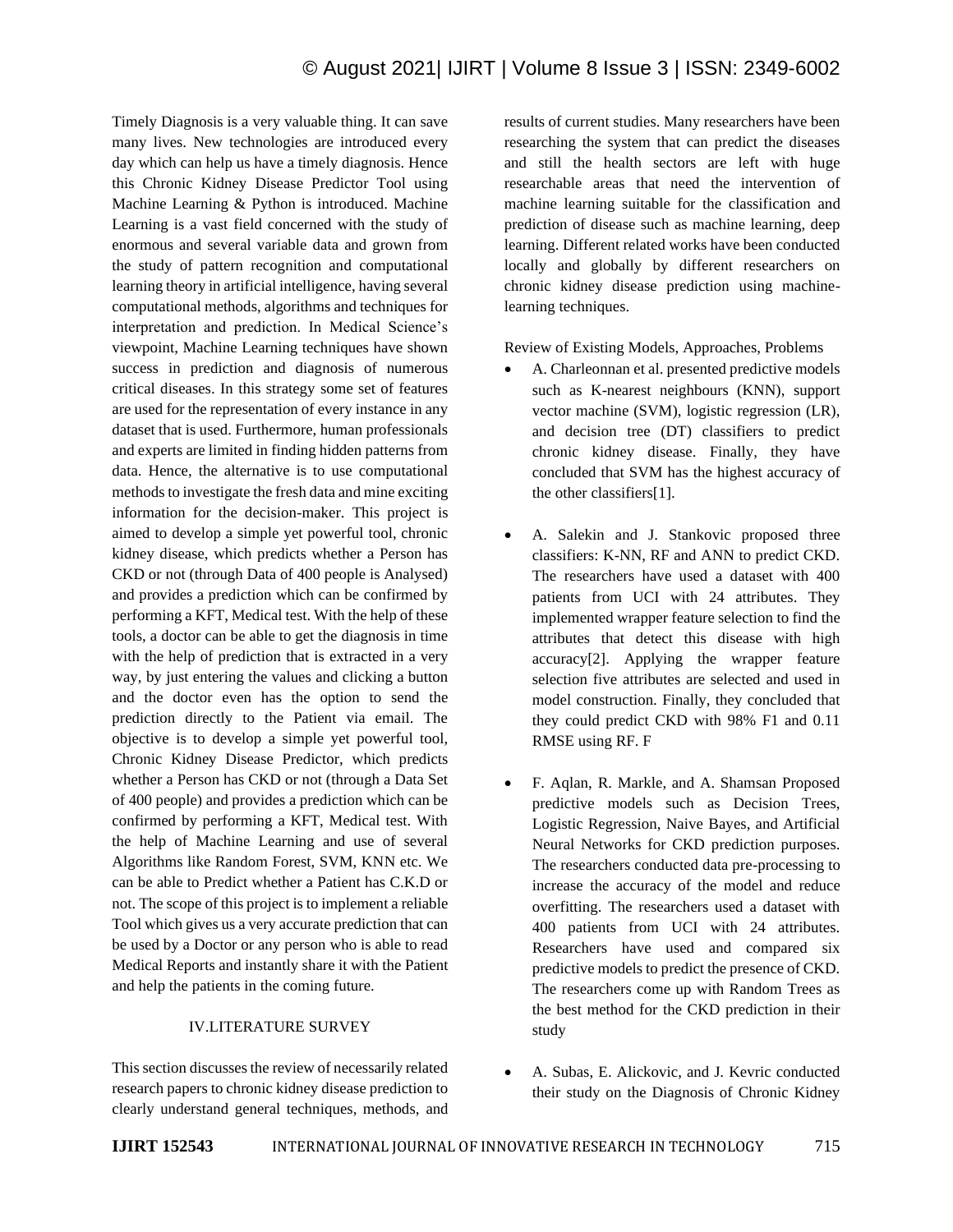Timely Diagnosis is a very valuable thing. It can save many lives. New technologies are introduced every day which can help us have a timely diagnosis. Hence this Chronic Kidney Disease Predictor Tool using Machine Learning & Python is introduced. Machine Learning is a vast field concerned with the study of enormous and several variable data and grown from the study of pattern recognition and computational learning theory in artificial intelligence, having several computational methods, algorithms and techniques for interpretation and prediction. In Medical Science's viewpoint, Machine Learning techniques have shown success in prediction and diagnosis of numerous critical diseases. In this strategy some set of features are used for the representation of every instance in any dataset that is used. Furthermore, human professionals and experts are limited in finding hidden patterns from data. Hence, the alternative is to use computational methods to investigate the fresh data and mine exciting information for the decision-maker. This project is aimed to develop a simple yet powerful tool, chronic kidney disease, which predicts whether a Person has CKD or not (through Data of 400 people is Analysed) and provides a prediction which can be confirmed by performing a KFT, Medical test. With the help of these tools, a doctor can be able to get the diagnosis in time with the help of prediction that is extracted in a very way, by just entering the values and clicking a button and the doctor even has the option to send the prediction directly to the Patient via email. The objective is to develop a simple yet powerful tool, Chronic Kidney Disease Predictor, which predicts whether a Person has CKD or not (through a Data Set of 400 people) and provides a prediction which can be confirmed by performing a KFT, Medical test. With the help of Machine Learning and use of several Algorithms like Random Forest, SVM, KNN etc. We can be able to Predict whether a Patient has C.K.D or not. The scope of this project is to implement a reliable Tool which gives us a very accurate prediction that can be used by a Doctor or any person who is able to read Medical Reports and instantly share it with the Patient and help the patients in the coming future.

## IV.LITERATURE SURVEY

This section discusses the review of necessarily related research papers to chronic kidney disease prediction to clearly understand general techniques, methods, and results of current studies. Many researchers have been researching the system that can predict the diseases and still the health sectors are left with huge researchable areas that need the intervention of machine learning suitable for the classification and prediction of disease such as machine learning, deep learning. Different related works have been conducted locally and globally by different researchers on chronic kidney disease prediction using machine-learning techniques.

Review of Existing Models, Approaches, Problems

- A. Charleonnan et al. presented predictive models such as K-nearest neighbours (KNN), support vector machine (SVM), logistic regression (LR), and decision tree (DT) classifiers to predict chronic kidney disease. Finally, they have concluded that SVM has the highest accuracy of the other classifiers[1].

- A. Salekin and J. Stankovic proposed three classifiers: K-NN, RF and ANN to predict CKD. The researchers have used a dataset with 400 patients from UCI with 24 attributes. They implemented wrapper feature selection to find the attributes that detect this disease with high accuracy[2]. Applying the wrapper feature selection five attributes are selected and used in model construction. Finally, they concluded that they could predict CKD with 98% F1 and 0.11 RMSE using RF. F

- F. Aqlan, R. Markle, and A. Shamsan Proposed predictive models such as Decision Trees, Logistic Regression, Naive Bayes, and Artificial Neural Networks for CKD prediction purposes. The researchers conducted data pre-processing to increase the accuracy of the model and reduce overfitting. The researchers used a dataset with 400 patients from UCI with 24 attributes. Researchers have used and compared six predictive models to predict the presence of CKD. The researchers come up with Random Trees as the best method for the CKD prediction in their study

- A. Subas, E. Alickovic, and J. Kevric conducted their study on the Diagnosis of Chronic Kidney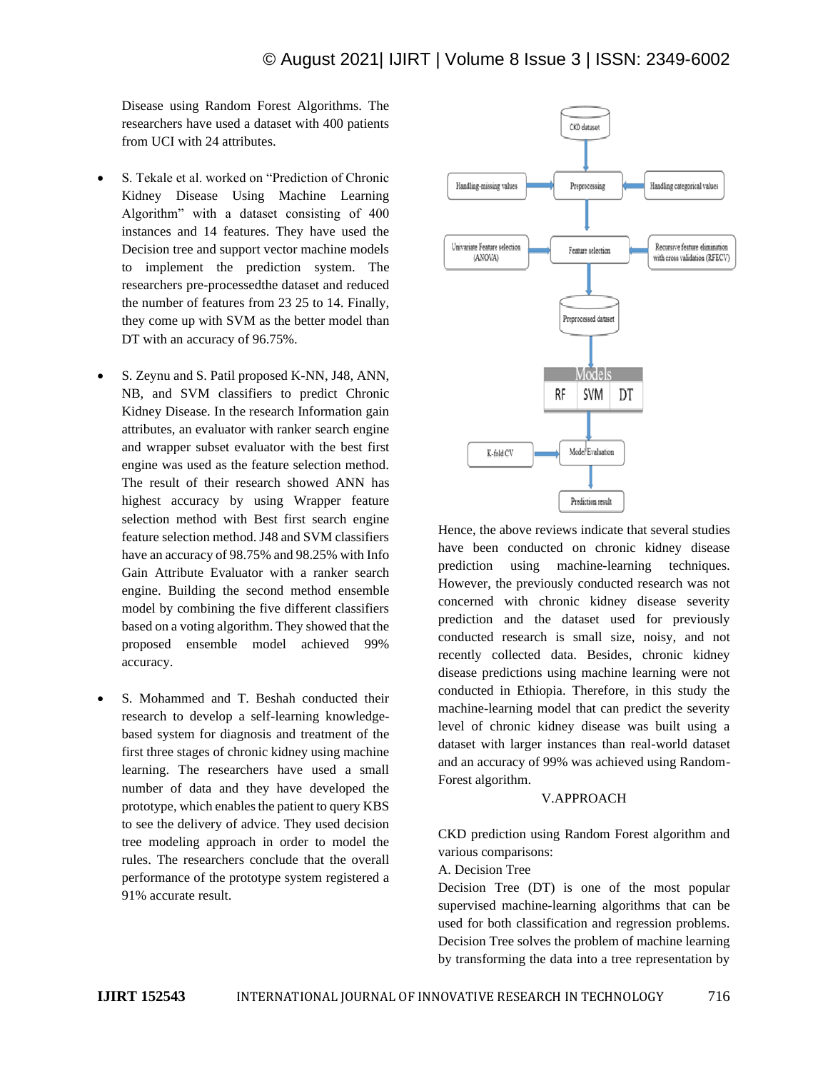Disease using Random Forest Algorithms. The researchers have used a dataset with 400 patients from UCI with 24 attributes.

- S. Tekale et al. worked on "Prediction of Chronic Kidney Disease Using Machine Learning Algorithm" with a dataset consisting of 400 instances and 14 features. They have used the Decision tree and support vector machine models to implement the prediction system. The researchers pre-processedthe dataset and reduced the number of features from 23 25 to 14. Finally, they come up with SVM as the better model than DT with an accuracy of 96.75%.
- S. Zeynu and S. Patil proposed K-NN, J48, ANN, NB, and SVM classifiers to predict Chronic Kidney Disease. In the research Information gain attributes, an evaluator with ranker search engine and wrapper subset evaluator with the best first engine was used as the feature selection method. The result of their research showed ANN has highest accuracy by using Wrapper feature selection method with Best first search engine feature selection method. J48 and SVM classifiers have an accuracy of 98.75% and 98.25% with Info Gain Attribute Evaluator with a ranker search engine. Building the second method ensemble model by combining the five different classifiers based on a voting algorithm. They showed that the proposed ensemble model achieved 99% accuracy.
- S. Mohammed and T. Beshah conducted their research to develop a self-learning knowledge-based system for diagnosis and treatment of the first three stages of chronic kidney using machine learning. The researchers have used a small number of data and they have developed the prototype, which enables the patient to query KBS to see the delivery of advice. They used decision tree modeling approach in order to model the rules. The researchers conclude that the overall performance of the prototype system registered a 91% accurate result.

Hence, the above reviews indicate that several studies have been conducted on chronic kidney disease prediction using machine-learning techniques. However, the previously conducted research was not concerned with chronic kidney disease severity prediction and the dataset used for previously conducted research is small size, noisy, and not recently collected data. Besides, chronic kidney disease predictions using machine learning were not conducted in Ethiopia. Therefore, in this study the machine-learning model that can predict the severity level of chronic kidney disease was built using a dataset with larger instances than real-world dataset and an accuracy of 99% was achieved using Random-Forest algorithm.

## V.APPROACH

CKD prediction using Random Forest algorithm and various comparisons:

A. Decision Tree

Decision Tree (DT) is one of the most popular supervised machine-learning algorithms that can be used for both classification and regression problems. Decision Tree solves the problem of machine learning by transforming the data into a tree representation by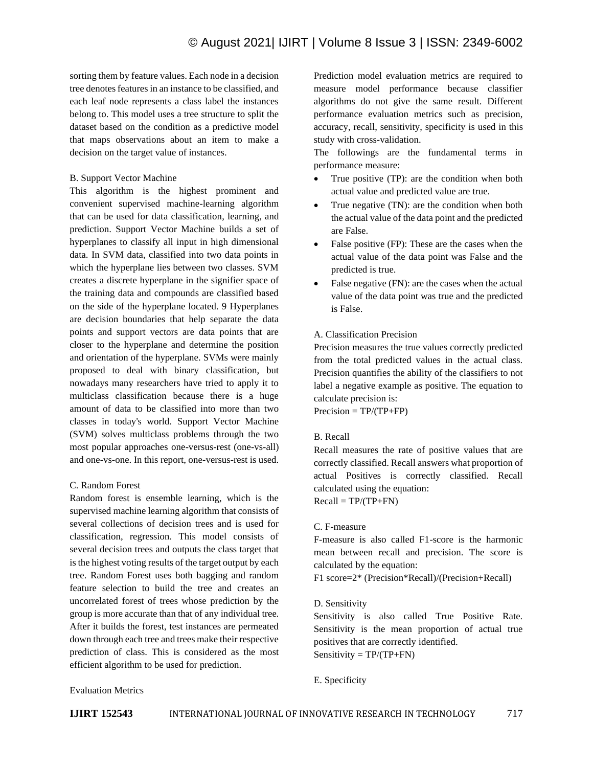sorting them by feature values. Each node in a decision tree denotes features in an instance to be classified, and each leaf node represents a class label the instances belong to. This model uses a tree structure to split the dataset based on the condition as a predictive model that maps observations about an item to make a decision on the target value of instances.

### B. Support Vector Machine

This algorithm is the highest prominent and convenient supervised machine-learning algorithm that can be used for data classification, learning, and prediction. Support Vector Machine builds a set of hyperplanes to classify all input in high dimensional data. In SVM data, classified into two data points in which the hyperplane lies between two classes. SVM creates a discrete hyperplane in the signifier space of the training data and compounds are classified based on the side of the hyperplane located. 9 Hyperplanes are decision boundaries that help separate the data points and support vectors are data points that are closer to the hyperplane and determine the position and orientation of the hyperplane. SVMs were mainly proposed to deal with binary classification, but nowadays many researchers have tried to apply it to multiclass classification because there is a huge amount of data to be classified into more than two classes in today's world. Support Vector Machine (SVM) solves multiclass problems through the two most popular approaches one-versus-rest (one-vs-all) and one-vs-one. In this report, one-versus-rest is used.

### C. Random Forest

Random forest is ensemble learning, which is the supervised machine learning algorithm that consists of several collections of decision trees and is used for classification, regression. This model consists of several decision trees and outputs the class target that is the highest voting results of the target output by each tree. Random Forest uses both bagging and random feature selection to build the tree and creates an uncorrelated forest of trees whose prediction by the group is more accurate than that of any individual tree. After it builds the forest, test instances are permeated down through each tree and trees make their respective prediction of class. This is considered as the most efficient algorithm to be used for prediction.

## Evaluation Metrics

Prediction model evaluation metrics are required to measure model performance because classifier algorithms do not give the same result. Different performance evaluation metrics such as precision, accuracy, recall, sensitivity, specificity is used in this study with cross-validation.

The followings are the fundamental terms in performance measure:

- True positive (TP): are the condition when both actual value and predicted value are true.
- True negative (TN): are the condition when both the actual value of the data point and the predicted are False.
- False positive (FP): These are the cases when the actual value of the data point was False and the predicted is true.
- False negative (FN): are the cases when the actual value of the data point was true and the predicted is False.

### A. Classification Precision

Precision measures the true values correctly predicted from the total predicted values in the actual class. Precision quantifies the ability of the classifiers to not label a negative example as positive. The equation to calculate precision is:

$$Precision = TP/(TP+FP)$$

### B. Recall

Recall measures the rate of positive values that are correctly classified. Recall answers what proportion of actual Positives is correctly classified. Recall calculated using the equation:

$$Recall = TP/(TP+FN)$$

### C. F-measure

F-measure is also called F1-score is the harmonic mean between recall and precision. The score is calculated by the equation:

$$F1\ score = 2 * (Precision * Recall)/(Precision + Recall)$$

### D. Sensitivity

Sensitivity is also called True Positive Rate. Sensitivity is the mean proportion of actual true positives that are correctly identified.

$$Sensitivity = TP/(TP+FN)$$

### E. Specificity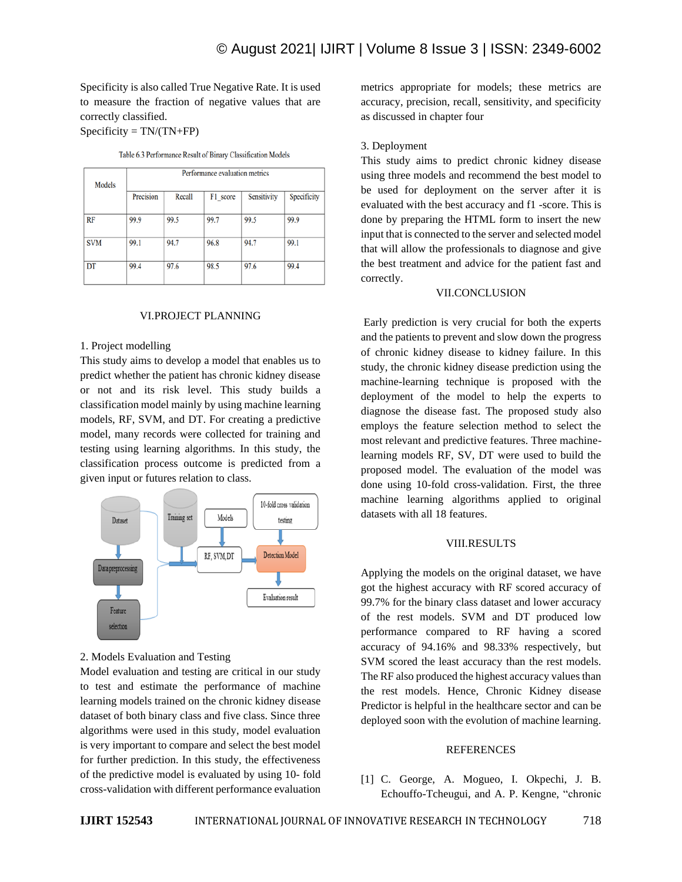Specificity is also called True Negative Rate. It is used to measure the fraction of negative values that are correctly classified.

Specificity = TN/(TN+FP)

Table 6.3 Performance Result of Binary Classification Models

| Models | Performance evaluation metrics | | | | |
|---|---|---|---|---|---|
| | Precision | Recall | F1_score | Sensitivity | Specificity |
| RF | 99.9 | 99.5 | 99.7 | 99.5 | 99.9 |
| SVM | 99.1 | 94.7 | 96.8 | 94.7 | 99.1 |
| DT | 99.4 | 97.6 | 98.5 | 97.6 | 99.4 |

## VI.PROJECT PLANNING

1. Project modelling

This study aims to develop a model that enables us to predict whether the patient has chronic kidney disease or not and its risk level. This study builds a classification model mainly by using machine learning models, RF, SVM, and DT. For creating a predictive model, many records were collected for training and testing using learning algorithms. In this study, the classification process outcome is predicted from a given input or futures relation to class.

Dataset → Data preprocessing → Feature selection → Training set → RF, SVM, DT (Models) → Detection Model (10-fold cross validation testing) → Evaluation result

2. Models Evaluation and Testing

Model evaluation and testing are critical in our study to test and estimate the performance of machine learning models trained on the chronic kidney disease dataset of both binary class and five class. Since three algorithms were used in this study, model evaluation is very important to compare and select the best model for further prediction. In this study, the effectiveness of the predictive model is evaluated by using 10- fold cross-validation with different performance evaluation metrics appropriate for models; these metrics are accuracy, precision, recall, sensitivity, and specificity as discussed in chapter four

3. Deployment

This study aims to predict chronic kidney disease using three models and recommend the best model to be used for deployment on the server after it is evaluated with the best accuracy and f1 -score. This is done by preparing the HTML form to insert the new input that is connected to the server and selected model that will allow the professionals to diagnose and give the best treatment and advice for the patient fast and correctly.

## VII.CONCLUSION

Early prediction is very crucial for both the experts and the patients to prevent and slow down the progress of chronic kidney disease to kidney failure. In this study, the chronic kidney disease prediction using the machine-learning technique is proposed with the deployment of the model to help the experts to diagnose the disease fast. The proposed study also employs the feature selection method to select the most relevant and predictive features. Three machine-learning models RF, SV, DT were used to build the proposed model. The evaluation of the model was done using 10-fold cross-validation. First, the three machine learning algorithms applied to original datasets with all 18 features.

## VIII.RESULTS

Applying the models on the original dataset, we have got the highest accuracy with RF scored accuracy of 99.7% for the binary class dataset and lower accuracy of the rest models. SVM and DT produced low performance compared to RF having a scored accuracy of 94.16% and 98.33% respectively, but SVM scored the least accuracy than the rest models. The RF also produced the highest accuracy values than the rest models. Hence, Chronic Kidney disease Predictor is helpful in the healthcare sector and can be deployed soon with the evolution of machine learning.

## REFERENCES

[1] C. George, A. Mogueo, I. Okpechi, J. B. Echouffo-Tcheugui, and A. P. Kengne, "chronic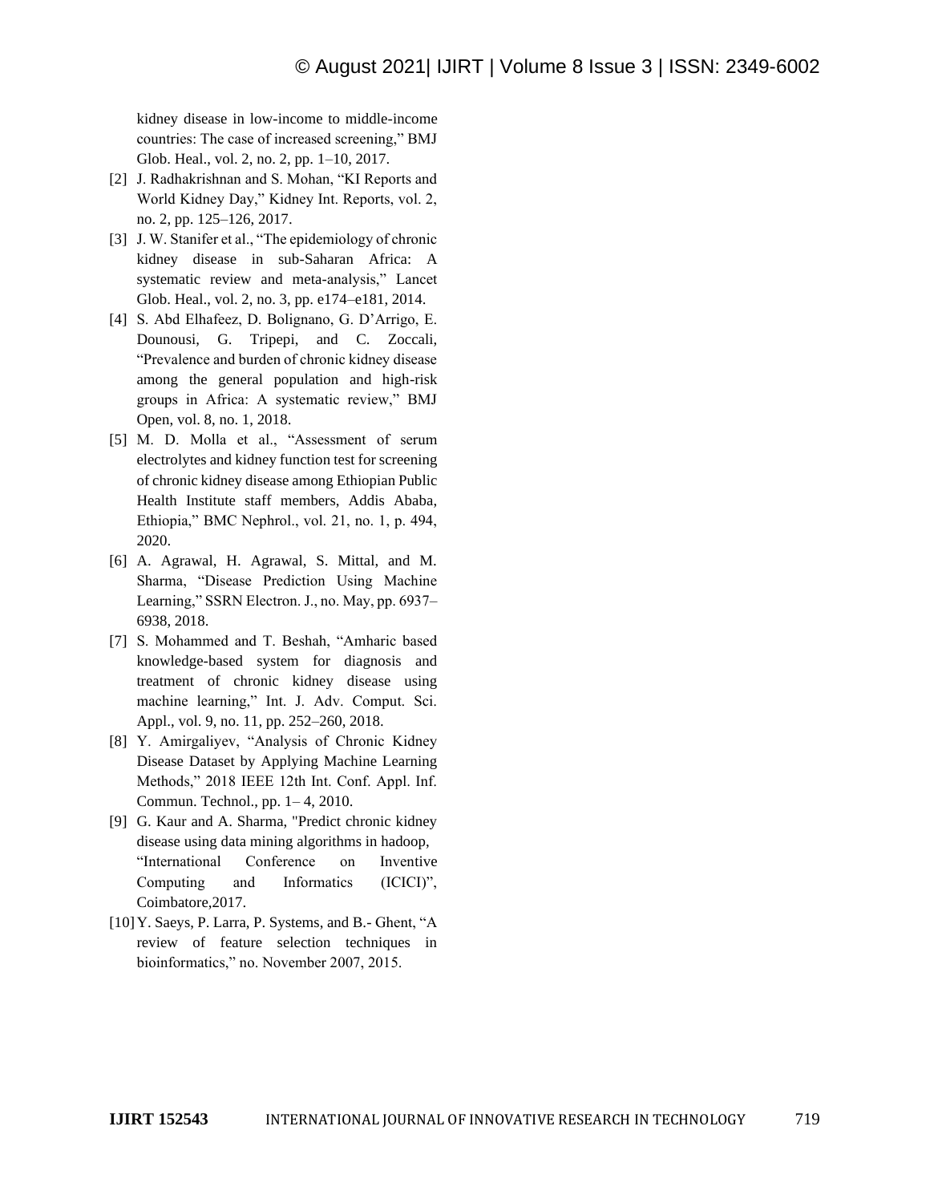kidney disease in low-income to middle-income countries: The case of increased screening," BMJ Glob. Heal., vol. 2, no. 2, pp. 1–10, 2017.

[2] J. Radhakrishnan and S. Mohan, "KI Reports and World Kidney Day," Kidney Int. Reports, vol. 2, no. 2, pp. 125–126, 2017.

[3] J. W. Stanifer et al., "The epidemiology of chronic kidney disease in sub-Saharan Africa: A systematic review and meta-analysis," Lancet Glob. Heal., vol. 2, no. 3, pp. e174–e181, 2014.

[4] S. Abd Elhafeez, D. Bolignano, G. D'Arrigo, E. Dounousi, G. Tripepi, and C. Zoccali, "Prevalence and burden of chronic kidney disease among the general population and high-risk groups in Africa: A systematic review," BMJ Open, vol. 8, no. 1, 2018.

[5] M. D. Molla et al., "Assessment of serum electrolytes and kidney function test for screening of chronic kidney disease among Ethiopian Public Health Institute staff members, Addis Ababa, Ethiopia," BMC Nephrol., vol. 21, no. 1, p. 494, 2020.

[6] A. Agrawal, H. Agrawal, S. Mittal, and M. Sharma, "Disease Prediction Using Machine Learning," SSRN Electron. J., no. May, pp. 6937–6938, 2018.

[7] S. Mohammed and T. Beshah, "Amharic based knowledge-based system for diagnosis and treatment of chronic kidney disease using machine learning," Int. J. Adv. Comput. Sci. Appl., vol. 9, no. 11, pp. 252–260, 2018.

[8] Y. Amirgaliyev, "Analysis of Chronic Kidney Disease Dataset by Applying Machine Learning Methods," 2018 IEEE 12th Int. Conf. Appl. Inf. Commun. Technol., pp. 1– 4, 2010.

[9] G. Kaur and A. Sharma, "Predict chronic kidney disease using data mining algorithms in hadoop, "International Conference on Inventive Computing and Informatics (ICICI)", Coimbatore,2017.

[10] Y. Saeys, P. Larra, P. Systems, and B.- Ghent, "A review of feature selection techniques in bioinformatics," no. November 2007, 2015.